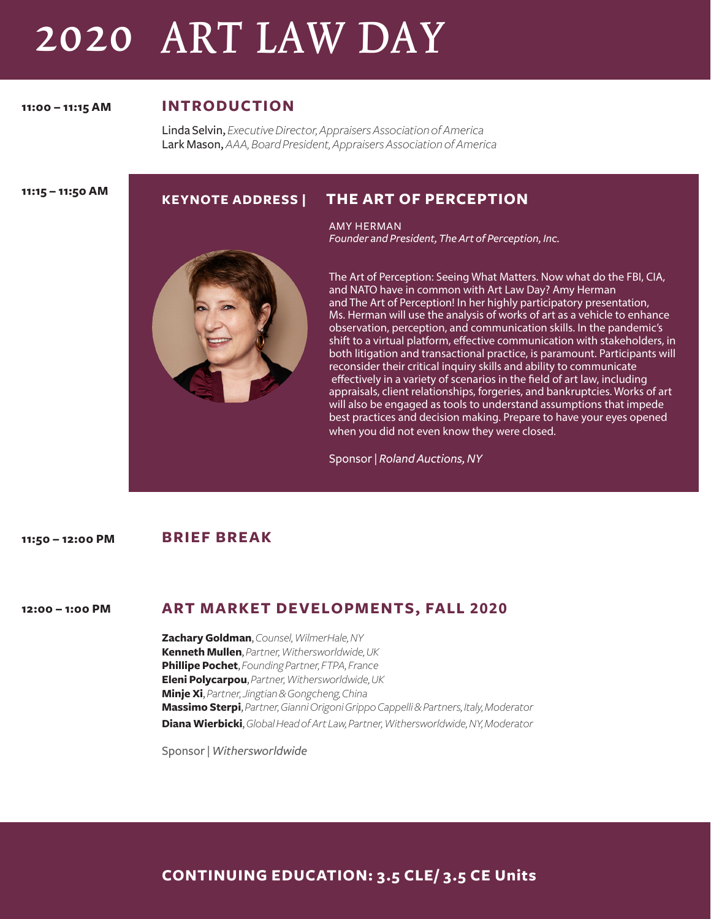# 2020 ART LAW DAY

**11:00 – 11:15 AM**

## INTRODUCTION

Linda Selvin, *Executive Director, Appraisers Association of America*
Lark Mason, *AAA, Board President, Appraisers Association of America*

**11:15 – 11:50 AM**

## KEYNOTE ADDRESS | THE ART OF PERCEPTION

AMY HERMAN
*Founder and President, The Art of Perception, Inc.*

The Art of Perception: Seeing What Matters. Now what do the FBI, CIA, and NATO have in common with Art Law Day? Amy Herman and The Art of Perception! In her highly participatory presentation, Ms. Herman will use the analysis of works of art as a vehicle to enhance observation, perception, and communication skills. In the pandemic's shift to a virtual platform, effective communication with stakeholders, in both litigation and transactional practice, is paramount. Participants will reconsider their critical inquiry skills and ability to communicate effectively in a variety of scenarios in the field of art law, including appraisals, client relationships, forgeries, and bankruptcies. Works of art will also be engaged as tools to understand assumptions that impede best practices and decision making. Prepare to have your eyes opened when you did not even know they were closed.

Sponsor | *Roland Auctions, NY*

**11:50 – 12:00 PM**

## BRIEF BREAK

**12:00 – 1:00 PM**

## ART MARKET DEVELOPMENTS, FALL 2020

**Zachary Goldman**, *Counsel, WilmerHale, NY*
**Kenneth Mullen**, *Partner, Withersworldwide, UK*
**Phillipe Pochet**, *Founding Partner, FTPA, France*
**Eleni Polycarpou**, *Partner, Withersworldwide, UK*
**Minje Xi**, *Partner, Jingtian & Gongcheng, China*
**Massimo Sterpi**, *Partner, Gianni Origoni Grippo Cappelli & Partners, Italy, Moderator*
**Diana Wierbicki**, *Global Head of Art Law, Partner, Withersworldwide, NY, Moderator*

Sponsor | *Withersworldwide*

**CONTINUING EDUCATION: 3.5 CLE/ 3.5 CE Units**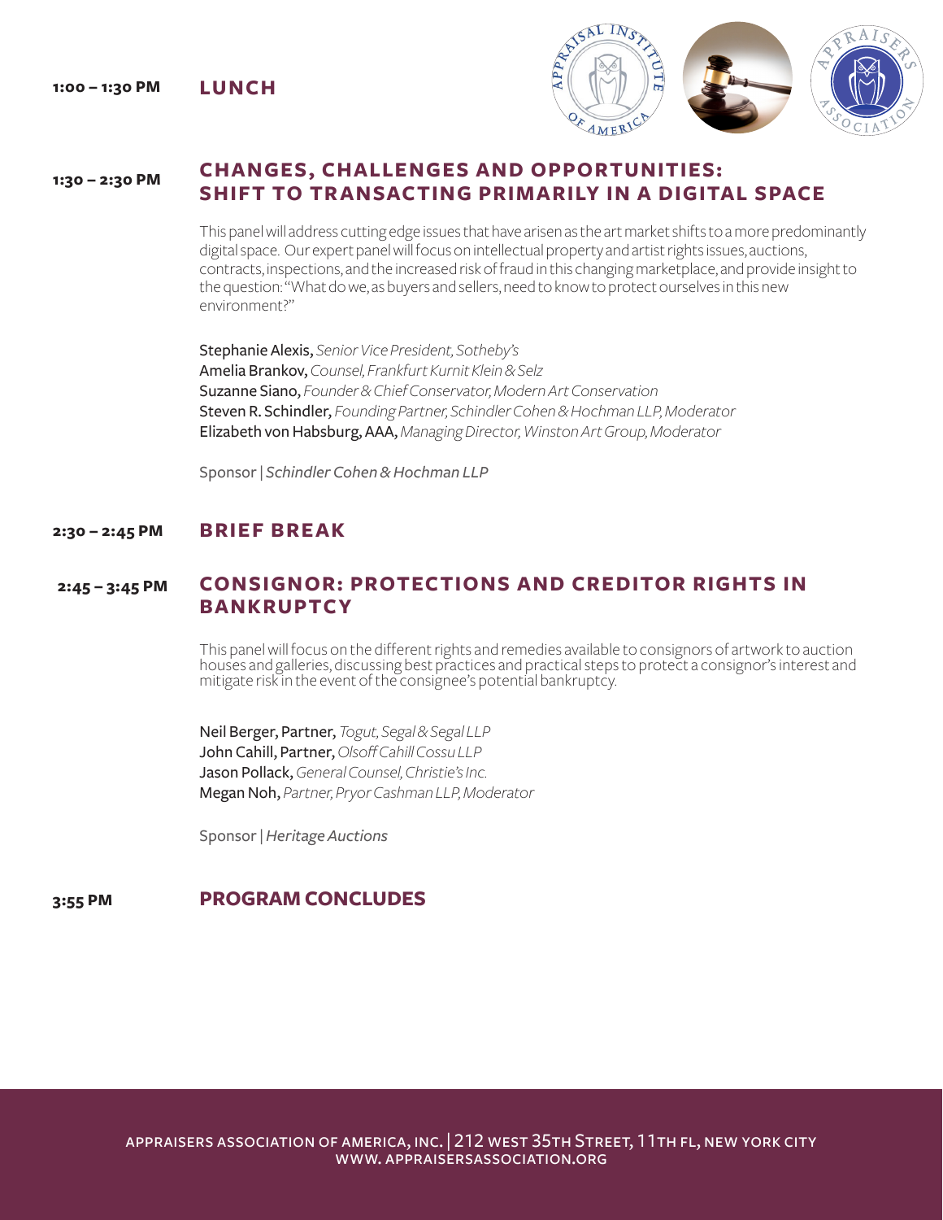**1:00 – 1:30 PM** **LUNCH**

**1:30 – 2:30 PM**

## CHANGES, CHALLENGES AND OPPORTUNITIES: SHIFT TO TRANSACTING PRIMARILY IN A DIGITAL SPACE

This panel will address cutting edge issues that have arisen as the art market shifts to a more predominantly digital space. Our expert panel will focus on intellectual property and artist rights issues, auctions, contracts, inspections, and the increased risk of fraud in this changing marketplace, and provide insight to the question: "What do we, as buyers and sellers, need to know to protect ourselves in this new environment?"

Stephanie Alexis, *Senior Vice President, Sotheby's*
Amelia Brankov, *Counsel, Frankfurt Kurnit Klein & Selz*
Suzanne Siano, *Founder & Chief Conservator, Modern Art Conservation*
Steven R. Schindler, *Founding Partner, Schindler Cohen & Hochman LLP, Moderator*
Elizabeth von Habsburg, AAA, *Managing Director, Winston Art Group, Moderator*

Sponsor | *Schindler Cohen & Hochman LLP*

**2:30 – 2:45 PM** **BRIEF BREAK**

**2:45 – 3:45 PM**

## CONSIGNOR: PROTECTIONS AND CREDITOR RIGHTS IN BANKRUPTCY

This panel will focus on the different rights and remedies available to consignors of artwork to auction houses and galleries, discussing best practices and practical steps to protect a consignor's interest and mitigate risk in the event of the consignee's potential bankruptcy.

Neil Berger, Partner, *Togut, Segal & Segal LLP*
John Cahill, Partner, *Olsoff Cahill Cossu LLP*
Jason Pollack, *General Counsel, Christie's Inc.*
Megan Noh, *Partner, Pryor Cashman LLP, Moderator*

Sponsor | *Heritage Auctions*

**3:55 PM** **PROGRAM CONCLUDES**

APPRAISERS ASSOCIATION OF AMERICA, INC. | 212 WEST 35TH STREET, 11TH FL, NEW YORK CITY
WWW. APPRAISERSASSOCIATION.ORG